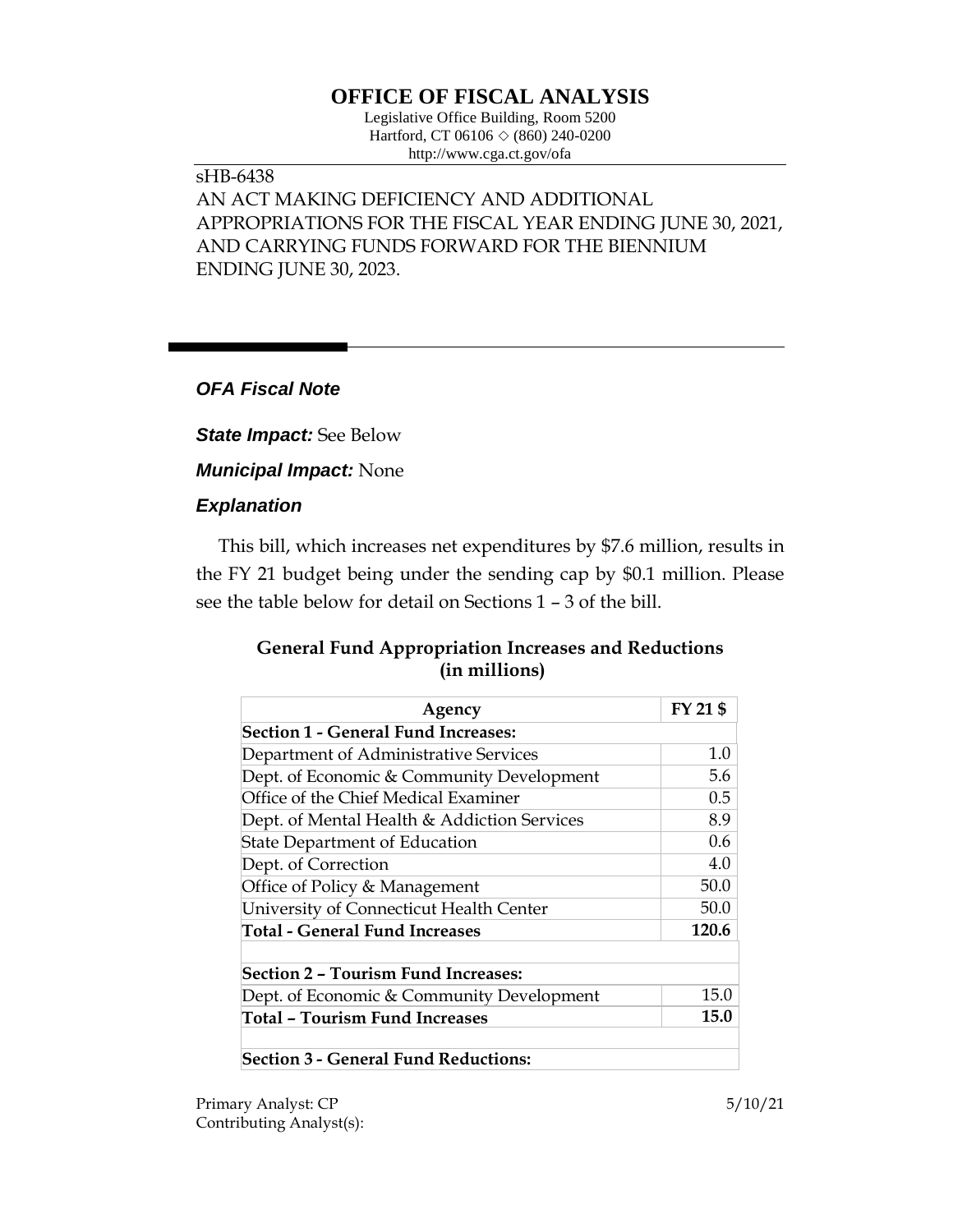# OFFICE OF FISCAL ANALYSIS

Legislative Office Building, Room 5200
Hartford, CT 06106 ◇ (860) 240-0200
http://www.cga.ct.gov/ofa

sHB-6438
AN ACT MAKING DEFICIENCY AND ADDITIONAL APPROPRIATIONS FOR THE FISCAL YEAR ENDING JUNE 30, 2021, AND CARRYING FUNDS FORWARD FOR THE BIENNIUM ENDING JUNE 30, 2023.

## *OFA Fiscal Note*

***State Impact:*** See Below

***Municipal Impact:*** None

### *Explanation*

This bill, which increases net expenditures by $7.6 million, results in the FY 21 budget being under the sending cap by $0.1 million. Please see the table below for detail on Sections 1 – 3 of the bill.

**General Fund Appropriation Increases and Reductions (in millions)**

| Agency | FY 21 $ |
|---|---|
| **Section 1 - General Fund Increases:** | |
| Department of Administrative Services | 1.0 |
| Dept. of Economic & Community Development | 5.6 |
| Office of the Chief Medical Examiner | 0.5 |
| Dept. of Mental Health & Addiction Services | 8.9 |
| State Department of Education | 0.6 |
| Dept. of Correction | 4.0 |
| Office of Policy & Management | 50.0 |
| University of Connecticut Health Center | 50.0 |
| **Total - General Fund Increases** | **120.6** |
| | |
| **Section 2 – Tourism Fund Increases:** | |
| Dept. of Economic & Community Development | 15.0 |
| **Total – Tourism Fund Increases** | **15.0** |
| | |
| **Section 3 - General Fund Reductions:** | |

Primary Analyst: CP
Contributing Analyst(s):

5/10/21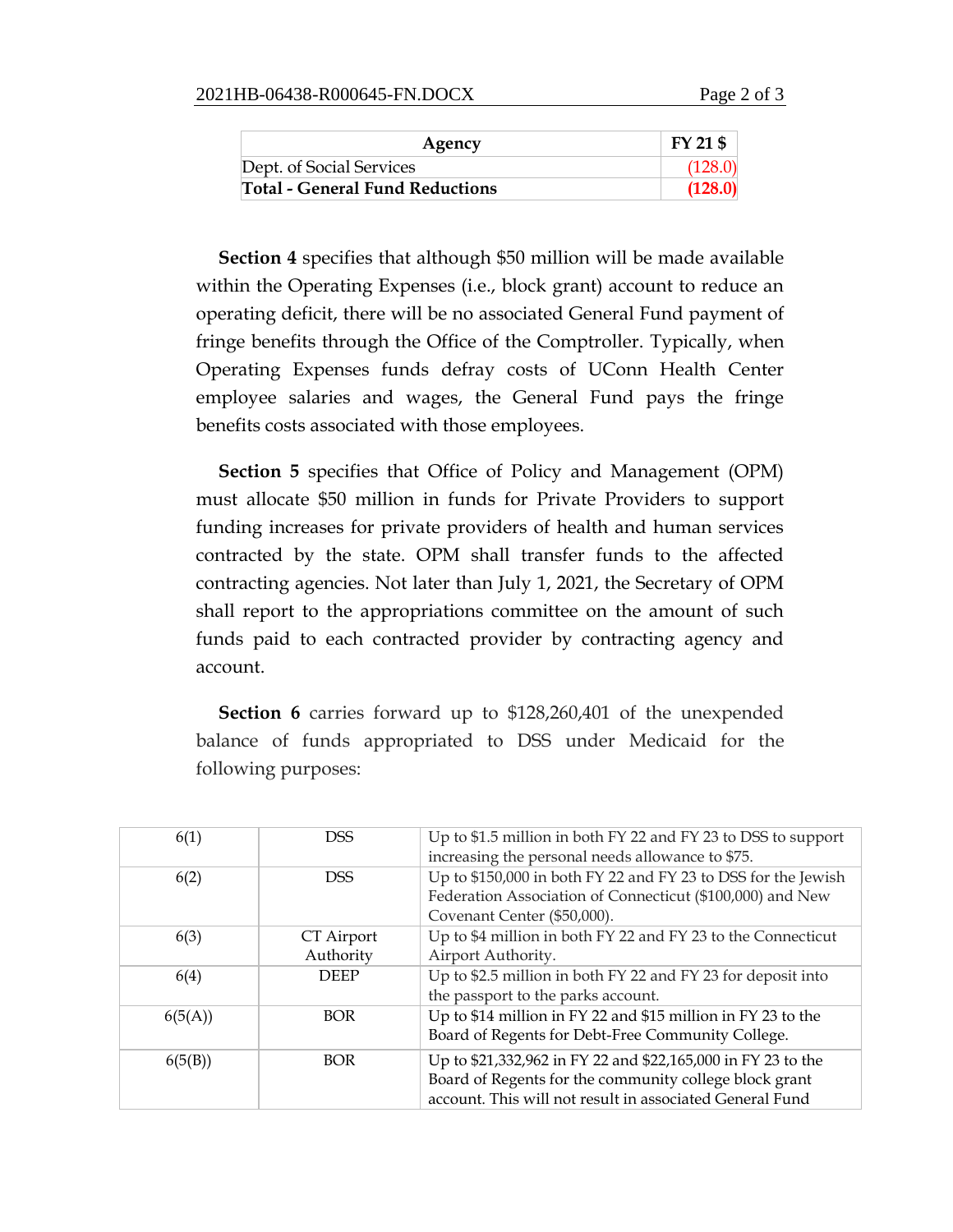| Agency | FY 21 $ |
|---|---|
| Dept. of Social Services | (128.0) |
| **Total - General Fund Reductions** | **(128.0)** |

**Section 4** specifies that although $50 million will be made available within the Operating Expenses (i.e., block grant) account to reduce an operating deficit, there will be no associated General Fund payment of fringe benefits through the Office of the Comptroller. Typically, when Operating Expenses funds defray costs of UConn Health Center employee salaries and wages, the General Fund pays the fringe benefits costs associated with those employees.

**Section 5** specifies that Office of Policy and Management (OPM) must allocate $50 million in funds for Private Providers to support funding increases for private providers of health and human services contracted by the state. OPM shall transfer funds to the affected contracting agencies. Not later than July 1, 2021, the Secretary of OPM shall report to the appropriations committee on the amount of such funds paid to each contracted provider by contracting agency and account.

**Section 6** carries forward up to $128,260,401 of the unexpended balance of funds appropriated to DSS under Medicaid for the following purposes:

| | | |
|---|---|---|
| 6(1) | DSS | Up to $1.5 million in both FY 22 and FY 23 to DSS to support increasing the personal needs allowance to $75. |
| 6(2) | DSS | Up to $150,000 in both FY 22 and FY 23 to DSS for the Jewish Federation Association of Connecticut ($100,000) and New Covenant Center ($50,000). |
| 6(3) | CT Airport Authority | Up to $4 million in both FY 22 and FY 23 to the Connecticut Airport Authority. |
| 6(4) | DEEP | Up to $2.5 million in both FY 22 and FY 23 for deposit into the passport to the parks account. |
| 6(5(A)) | BOR | Up to $14 million in FY 22 and $15 million in FY 23 to the Board of Regents for Debt-Free Community College. |
| 6(5(B)) | BOR | Up to $21,332,962 in FY 22 and $22,165,000 in FY 23 to the Board of Regents for the community college block grant account. This will not result in associated General Fund |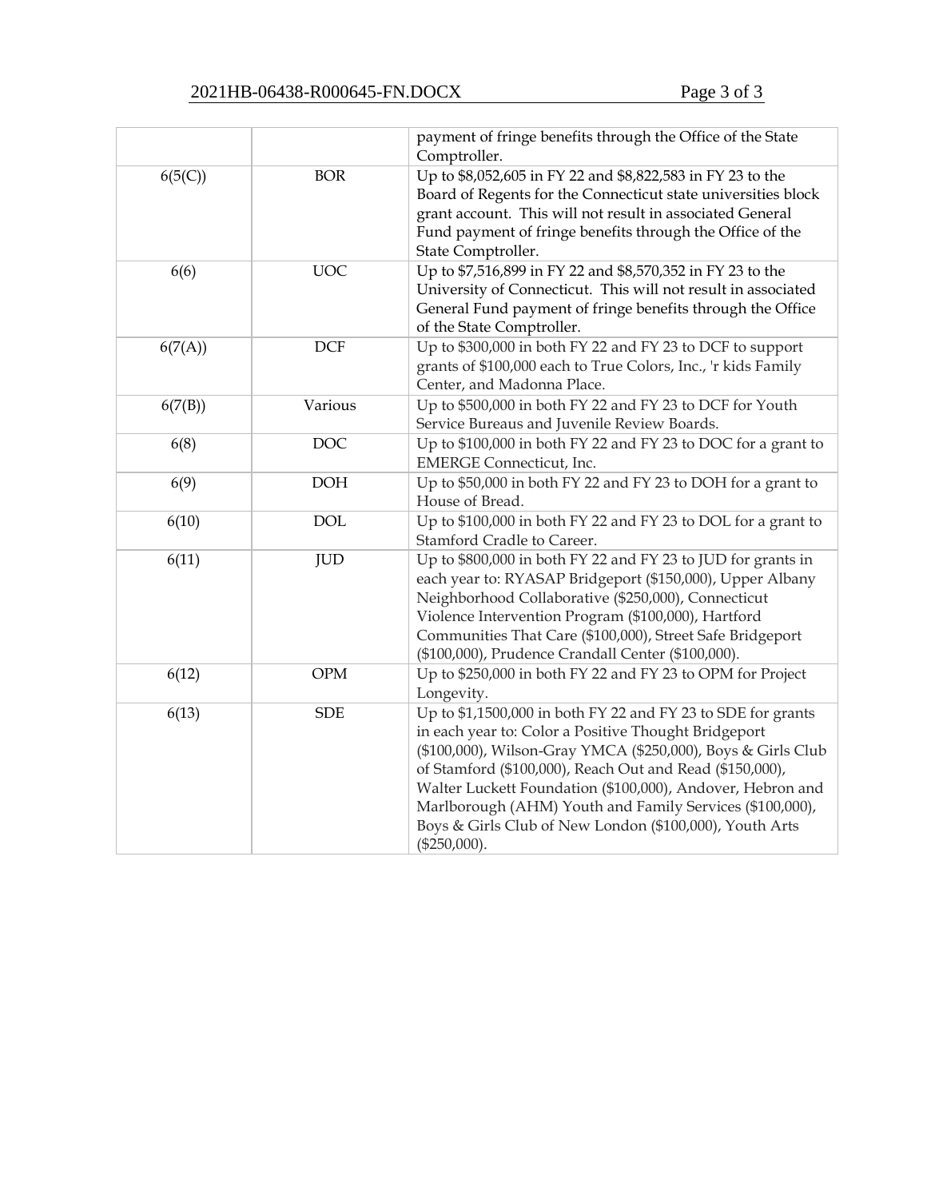| | | |
|---|---|---|
| | | payment of fringe benefits through the Office of the State Comptroller. |
| 6(5(C)) | BOR | Up to $8,052,605 in FY 22 and $8,822,583 in FY 23 to the Board of Regents for the Connecticut state universities block grant account. This will not result in associated General Fund payment of fringe benefits through the Office of the State Comptroller. |
| 6(6) | UOC | Up to $7,516,899 in FY 22 and $8,570,352 in FY 23 to the University of Connecticut. This will not result in associated General Fund payment of fringe benefits through the Office of the State Comptroller. |
| 6(7(A)) | DCF | Up to $300,000 in both FY 22 and FY 23 to DCF to support grants of $100,000 each to True Colors, Inc., 'r kids Family Center, and Madonna Place. |
| 6(7(B)) | Various | Up to $500,000 in both FY 22 and FY 23 to DCF for Youth Service Bureaus and Juvenile Review Boards. |
| 6(8) | DOC | Up to $100,000 in both FY 22 and FY 23 to DOC for a grant to EMERGE Connecticut, Inc. |
| 6(9) | DOH | Up to $50,000 in both FY 22 and FY 23 to DOH for a grant to House of Bread. |
| 6(10) | DOL | Up to $100,000 in both FY 22 and FY 23 to DOL for a grant to Stamford Cradle to Career. |
| 6(11) | JUD | Up to $800,000 in both FY 22 and FY 23 to JUD for grants in each year to: RYASAP Bridgeport ($150,000), Upper Albany Neighborhood Collaborative ($250,000), Connecticut Violence Intervention Program ($100,000), Hartford Communities That Care ($100,000), Street Safe Bridgeport ($100,000), Prudence Crandall Center ($100,000). |
| 6(12) | OPM | Up to $250,000 in both FY 22 and FY 23 to OPM for Project Longevity. |
| 6(13) | SDE | Up to $1,1500,000 in both FY 22 and FY 23 to SDE for grants in each year to: Color a Positive Thought Bridgeport ($100,000), Wilson-Gray YMCA ($250,000), Boys & Girls Club of Stamford ($100,000), Reach Out and Read ($150,000), Walter Luckett Foundation ($100,000), Andover, Hebron and Marlborough (AHM) Youth and Family Services ($100,000), Boys & Girls Club of New London ($100,000), Youth Arts ($250,000). |